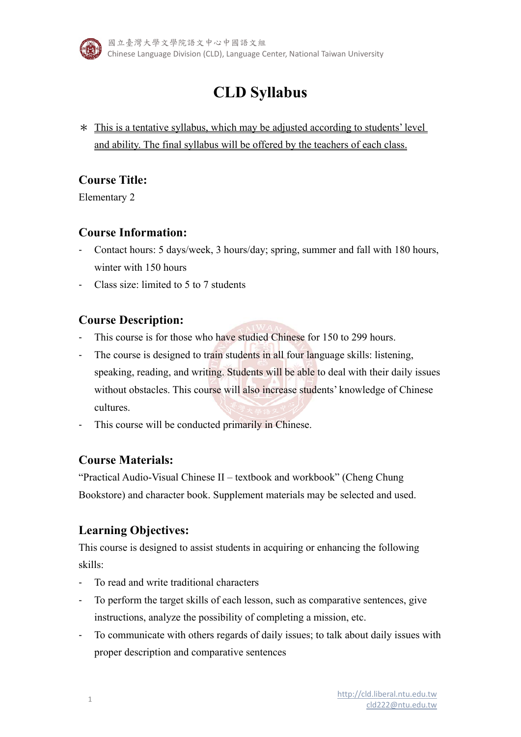# CLD Syllabus

＊ This is a tentative syllabus, which may be adjusted according to students' level and ability. The final syllabus will be offered by the teachers of each class.

## Course Title:

Elementary 2

## Course Information:

- Contact hours: 5 days/week, 3 hours/day; spring, summer and fall with 180 hours, winter with 150 hours
- Class size: limited to 5 to 7 students

## Course Description:

- This course is for those who have studied Chinese for 150 to 299 hours.
- The course is designed to train students in all four language skills: listening, speaking, reading, and writing. Students will be able to deal with their daily issues without obstacles. This course will also increase students' knowledge of Chinese cultures.
- This course will be conducted primarily in Chinese.

## Course Materials:

"Practical Audio-Visual Chinese II – textbook and workbook" (Cheng Chung Bookstore) and character book. Supplement materials may be selected and used.

## Learning Objectives:

This course is designed to assist students in acquiring or enhancing the following skills:

- To read and write traditional characters
- To perform the target skills of each lesson, such as comparative sentences, give instructions, analyze the possibility of completing a mission, etc.
- To communicate with others regards of daily issues; to talk about daily issues with proper description and comparative sentences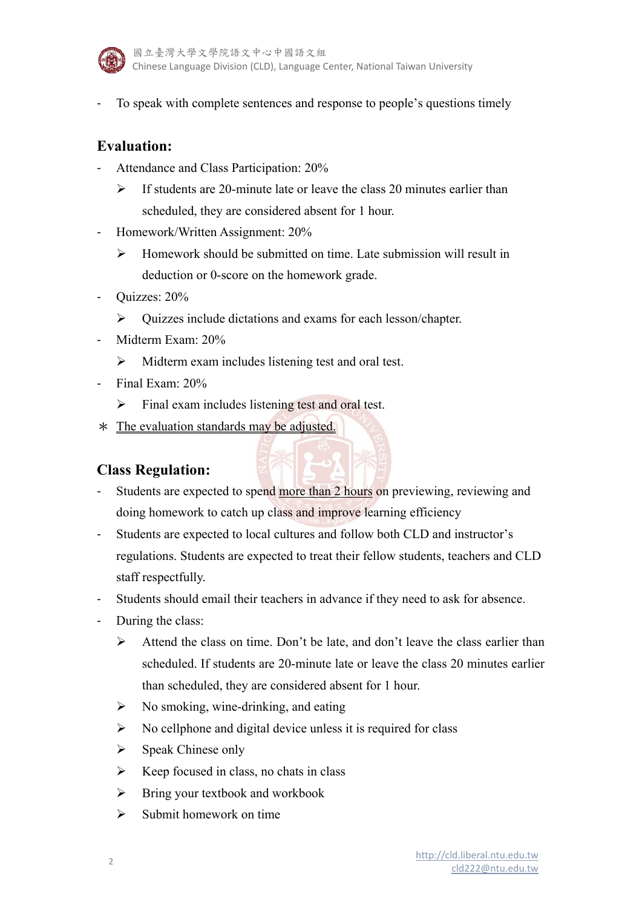- To speak with complete sentences and response to people's questions timely

## Evaluation:

- Attendance and Class Participation: 20%
  - If students are 20-minute late or leave the class 20 minutes earlier than scheduled, they are considered absent for 1 hour.
- Homework/Written Assignment: 20%
  - Homework should be submitted on time. Late submission will result in deduction or 0-score on the homework grade.
- Quizzes: 20%
  - Quizzes include dictations and exams for each lesson/chapter.
- Midterm Exam: 20%
  - Midterm exam includes listening test and oral test.
- Final Exam: 20%
  - Final exam includes listening test and oral test.

＊ <u>The evaluation standards may be adjusted.</u>

## Class Regulation:

- Students are expected to spend <u>more than 2 hours</u> on previewing, reviewing and doing homework to catch up class and improve learning efficiency
- Students are expected to local cultures and follow both CLD and instructor's regulations. Students are expected to treat their fellow students, teachers and CLD staff respectfully.
- Students should email their teachers in advance if they need to ask for absence.
- During the class:
  - Attend the class on time. Don't be late, and don't leave the class earlier than scheduled. If students are 20-minute late or leave the class 20 minutes earlier than scheduled, they are considered absent for 1 hour.
  - No smoking, wine-drinking, and eating
  - No cellphone and digital device unless it is required for class
  - Speak Chinese only
  - Keep focused in class, no chats in class
  - Bring your textbook and workbook
  - Submit homework on time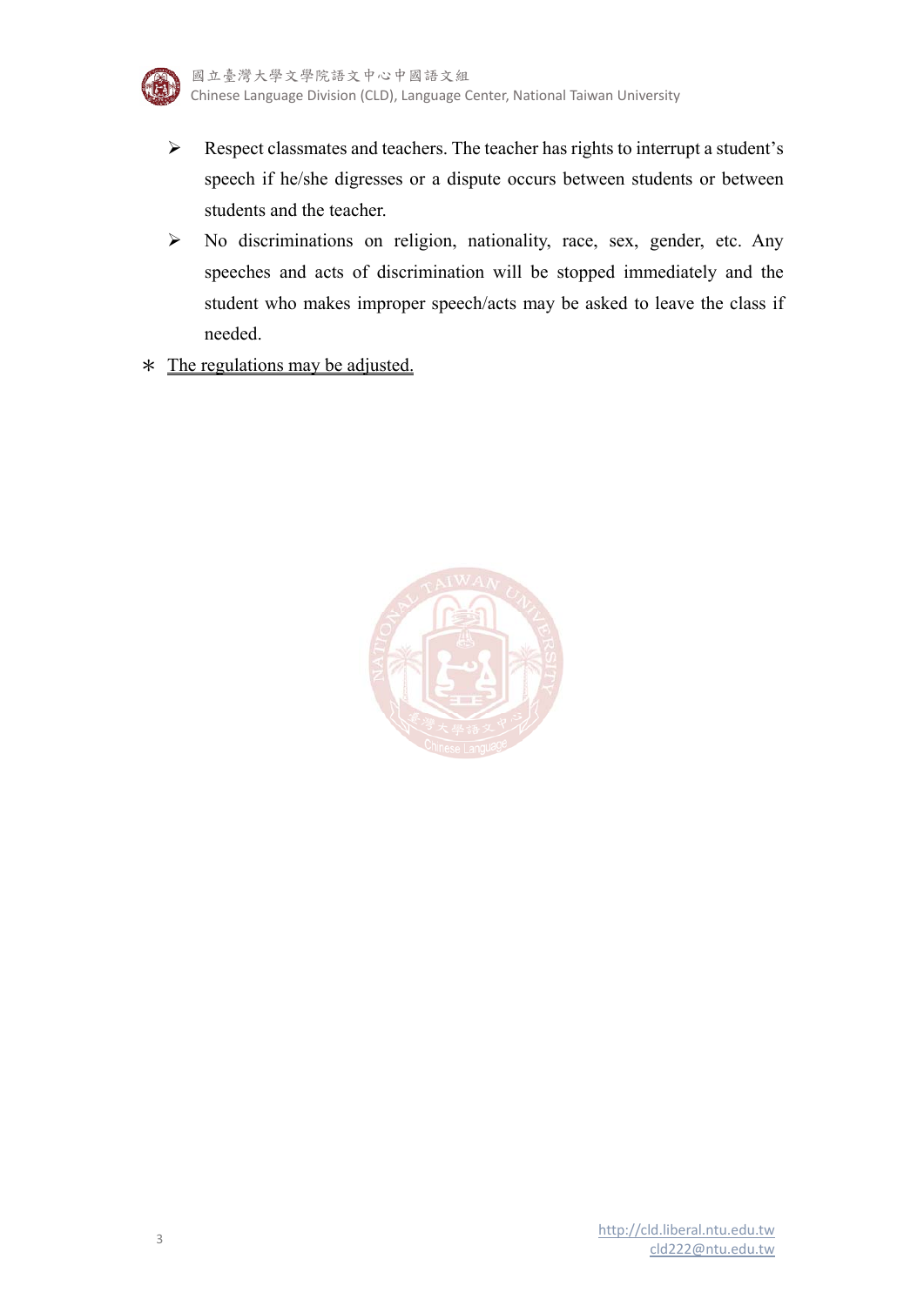- Respect classmates and teachers. The teacher has rights to interrupt a student's speech if he/she digresses or a dispute occurs between students or between students and the teacher.
- No discriminations on religion, nationality, race, sex, gender, etc. Any speeches and acts of discrimination will be stopped immediately and the student who makes improper speech/acts may be asked to leave the class if needed.

＊ <u>The regulations may be adjusted.</u>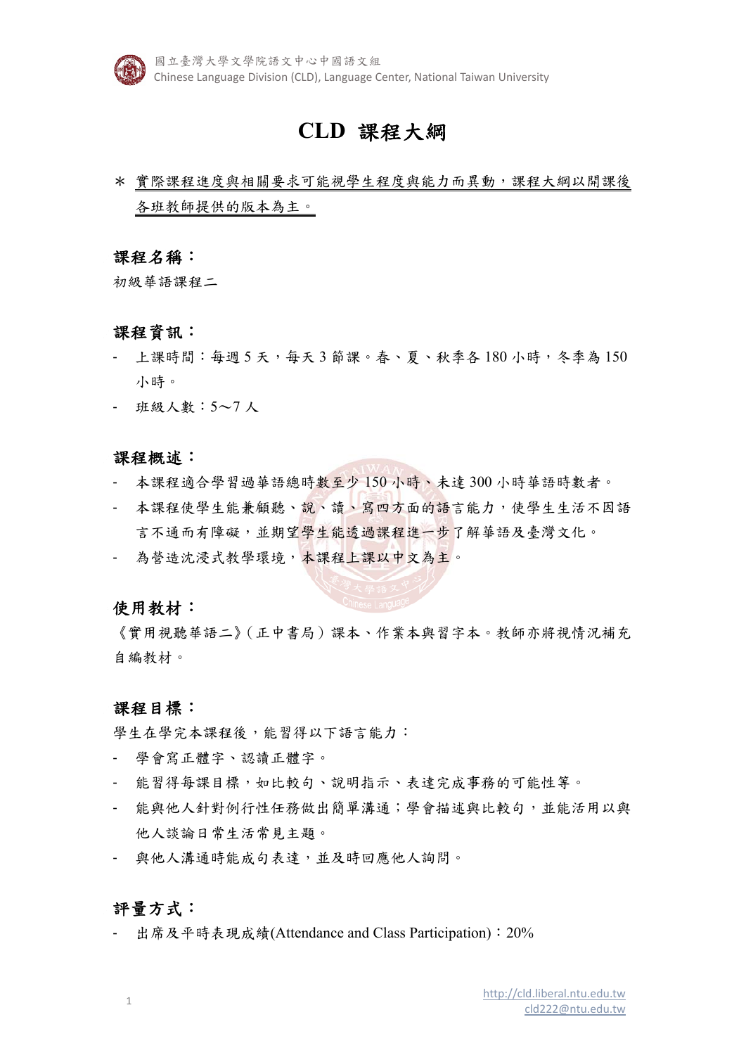# CLD 課程大綱

＊ 實際課程進度與相關要求可能視學生程度與能力而異動，課程大綱以開課後各班教師提供的版本為主。

## 課程名稱：

初級華語課程二

## 課程資訊：

- 上課時間：每週 5 天，每天 3 節課。春、夏、秋季各 180 小時，冬季為 150 小時。
- 班級人數：5～7 人

## 課程概述：

- 本課程適合學習過華語總時數至少 150 小時、未達 300 小時華語時數者。
- 本課程使學生能兼顧聽、說、讀、寫四方面的語言能力，使學生生活不因語言不通而有障礙，並期望學生能透過課程進一步了解華語及臺灣文化。
- 為營造沈浸式教學環境，本課程上課以中文為主。

## 使用教材：

《實用視聽華語二》（正中書局）課本、作業本與習字本。教師亦將視情況補充自編教材。

## 課程目標：

學生在學完本課程後，能習得以下語言能力：

- 學會寫正體字、認讀正體字。
- 能習得每課目標，如比較句、說明指示、表達完成事務的可能性等。
- 能與他人針對例行性任務做出簡單溝通；學會描述與比較句，並能活用以與他人談論日常生活常見主題。
- 與他人溝通時能成句表達，並及時回應他人詢問。

## 評量方式：

- 出席及平時表現成績(Attendance and Class Participation)：20%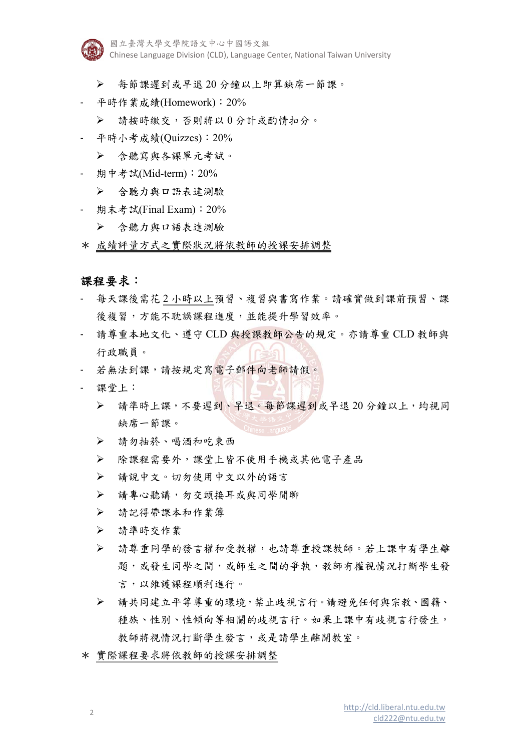- 每節課遲到或早退 20 分鐘以上即算缺席一節課。

- 平時作業成績(Homework)：20%
  - 請按時繳交，否則將以 0 分計或酌情扣分。
- 平時小考成績(Quizzes)：20%
  - 含聽寫與各課單元考試。
- 期中考試(Mid-term)：20%
  - 含聽力與口語表達測驗
- 期末考試(Final Exam)：20%
  - 含聽力與口語表達測驗

＊ <u>成績評量方式之實際狀況將依教師的授課安排調整</u>

## 課程要求：

- 每天課後需花<u>2 小時以上</u>預習、複習與書寫作業。請確實做到課前預習、課後複習，方能不耽誤課程進度，並能提升學習效率。
- 請尊重本地文化、遵守 CLD 與授課教師公告的規定。亦請尊重 CLD 教師與行政職員。
- 若無法到課，請按規定寫電子郵件向老師請假。
- 課堂上：
  - 請準時上課，不要遲到、早退。每節課遲到或早退 20 分鐘以上，均視同缺席一節課。
  - 請勿抽菸、喝酒和吃東西
  - 除課程需要外，課堂上皆不使用手機或其他電子產品
  - 請說中文。切勿使用中文以外的語言
  - 請專心聽講，勿交頭接耳或與同學閒聊
  - 請記得帶課本和作業簿
  - 請準時交作業
  - 請尊重同學的發言權和受教權，也請尊重授課教師。若上課中有學生離題，或發生同學之間，或師生之間的爭執，教師有權視情況打斷學生發言，以維護課程順利進行。
  - 請共同建立平等尊重的環境，禁止歧視言行。請避免任何與宗教、國籍、種族、性別、性傾向等相關的歧視言行。如果上課中有歧視言行發生，教師將視情況打斷學生發言，或是請學生離開教室。

＊ <u>實際課程要求將依教師的授課安排調整</u>